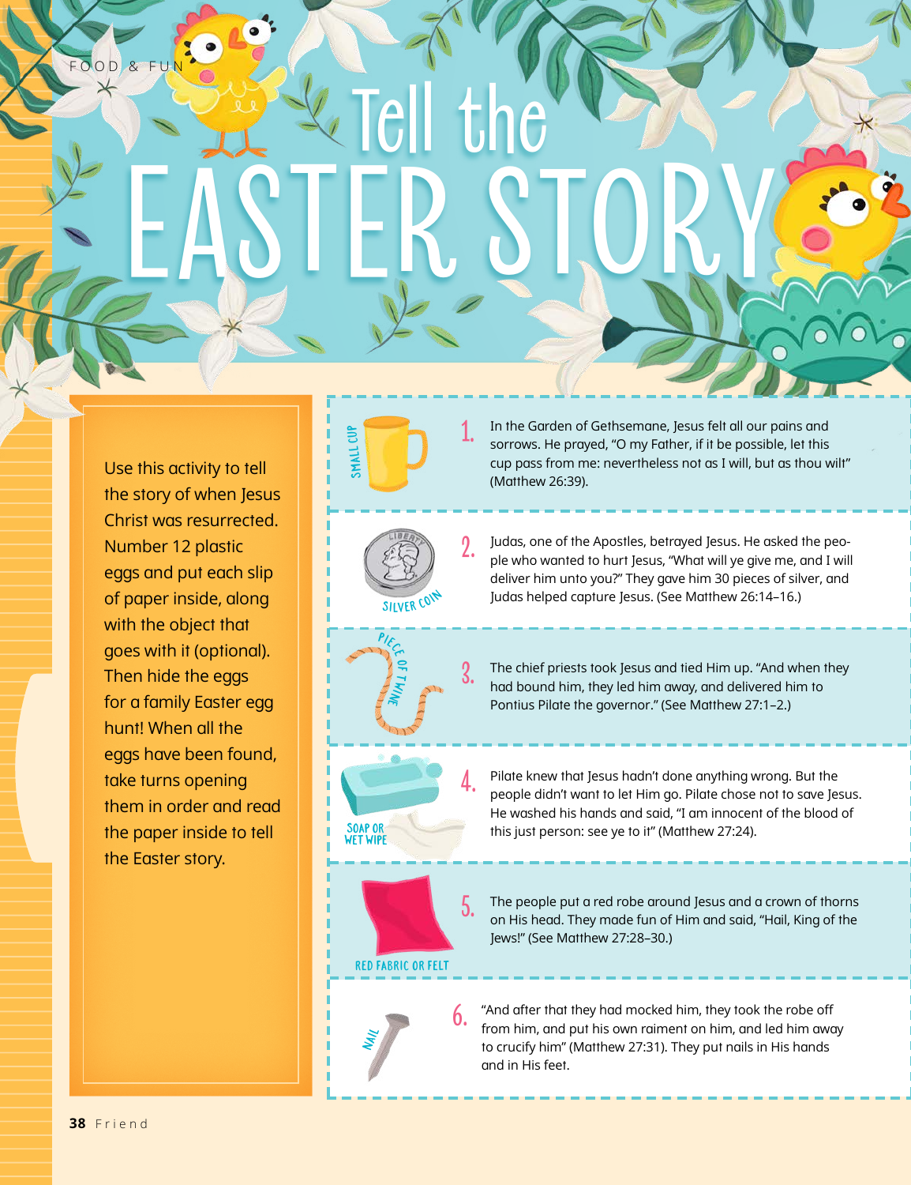FOOD & FUN

# Tell the EASTER STORY

Use this activity to tell the story of when Jesus Christ was resurrected. Number 12 plastic eggs and put each slip of paper inside, along with the object that goes with it (optional). Then hide the eggs for a family Easter egg hunt! When all the eggs have been found, take turns opening them in order and read the paper inside to tell the Easter story.

SMALL CUP

1. In the Garden of Gethsemane, Jesus felt all our pains and sorrows. He prayed, "O my Father, if it be possible, let this cup pass from me: nevertheless not as I will, but as thou wilt" (Matthew 26:39).

SILVER COIN

2. Judas, one of the Apostles, betrayed Jesus. He asked the people who wanted to hurt Jesus, "What will ye give me, and I will deliver him unto you?" They gave him 30 pieces of silver, and Judas helped capture Jesus. (See Matthew 26:14–16.)

PIECE OF TWINE

3. The chief priests took Jesus and tied Him up. "And when they had bound him, they led him away, and delivered him to Pontius Pilate the governor." (See Matthew 27:1–2.)

SOAP OR WET WIPE

4. Pilate knew that Jesus hadn't done anything wrong. But the people didn't want to let Him go. Pilate chose not to save Jesus. He washed his hands and said, "I am innocent of the blood of this just person: see ye to it" (Matthew 27:24).

RED FABRIC OR FELT

5. The people put a red robe around Jesus and a crown of thorns on His head. They made fun of Him and said, "Hail, King of the Jews!" (See Matthew 27:28–30.)

NAIL

6. "And after that they had mocked him, they took the robe off from him, and put his own raiment on him, and led him away to crucify him" (Matthew 27:31). They put nails in His hands and in His feet.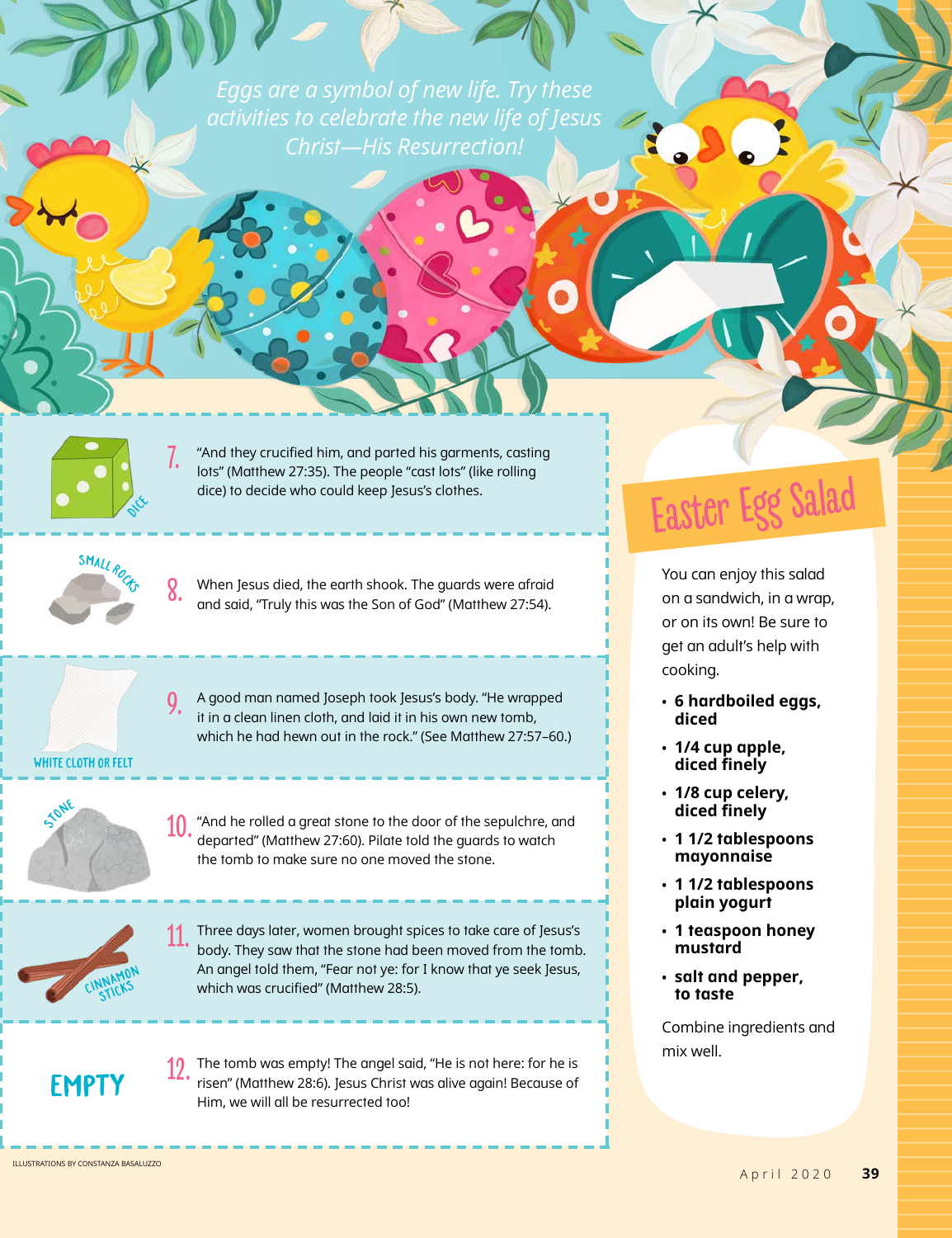*Eggs are a symbol of new life. Try these activities to celebrate the new life of Jesus Christ—His Resurrection!*

DICE

7. "And they crucified him, and parted his garments, casting lots" (Matthew 27:35). The people "cast lots" (like rolling dice) to decide who could keep Jesus's clothes.

SMALL ROCKS

8. When Jesus died, the earth shook. The guards were afraid and said, "Truly this was the Son of God" (Matthew 27:54).

WHITE CLOTH OR FELT

9. A good man named Joseph took Jesus's body. "He wrapped it in a clean linen cloth, and laid it in his own new tomb, which he had hewn out in the rock." (See Matthew 27:57–60.)

STONE

10. "And he rolled a great stone to the door of the sepulchre, and departed" (Matthew 27:60). Pilate told the guards to watch the tomb to make sure no one moved the stone.

CINNAMON STICKS

11. Three days later, women brought spices to take care of Jesus's body. They saw that the stone had been moved from the tomb. An angel told them, "Fear not ye: for I know that ye seek Jesus, which was crucified" (Matthew 28:5).

EMPTY

12. The tomb was empty! The angel said, "He is not here: for he is risen" (Matthew 28:6). Jesus Christ was alive again! Because of Him, we will all be resurrected too!

## Easter Egg Salad

You can enjoy this salad on a sandwich, in a wrap, or on its own! Be sure to get an adult's help with cooking.

- **6 hardboiled eggs, diced**
- **1/4 cup apple, diced finely**
- **1/8 cup celery, diced finely**
- **1 1/2 tablespoons mayonnaise**
- **1 1/2 tablespoons plain yogurt**
- **1 teaspoon honey mustard**
- **salt and pepper, to taste**

Combine ingredients and mix well.

ILLUSTRATIONS BY CONSTANZA BASALUZZO